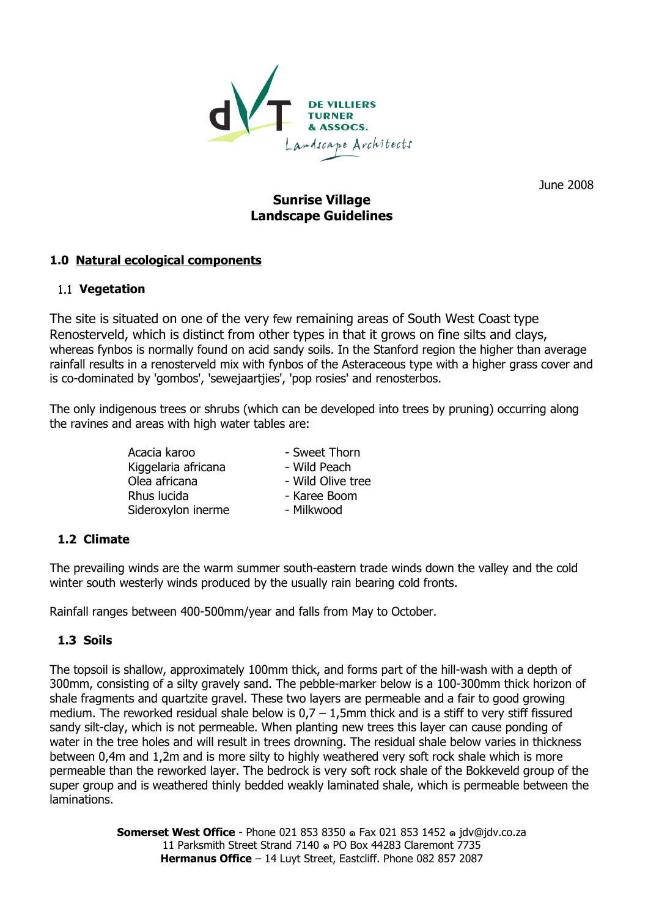DE VILLIERS TURNER & ASSOCS.
Landscape Architects

June 2008

# Sunrise Village
# Landscape Guidelines

## 1.0 Natural ecological components

### 1.1 Vegetation

The site is situated on one of the very few remaining areas of South West Coast type Renosterveld, which is distinct from other types in that it grows on fine silts and clays, whereas fynbos is normally found on acid sandy soils. In the Stanford region the higher than average rainfall results in a renosterveld mix with fynbos of the Asteraceous type with a higher grass cover and is co-dominated by 'gombos', 'sewejaartjies', 'pop rosies' and renosterbos.

The only indigenous trees or shrubs (which can be developed into trees by pruning) occurring along the ravines and areas with high water tables are:

| | |
|---|---|
| Acacia karoo | - Sweet Thorn |
| Kiggelaria africana | - Wild Peach |
| Olea africana | - Wild Olive tree |
| Rhus lucida | - Karee Boom |
| Sideroxylon inerme | - Milkwood |

### 1.2 Climate

The prevailing winds are the warm summer south-eastern trade winds down the valley and the cold winter south westerly winds produced by the usually rain bearing cold fronts.

Rainfall ranges between 400-500mm/year and falls from May to October.

### 1.3 Soils

The topsoil is shallow, approximately 100mm thick, and forms part of the hill-wash with a depth of 300mm, consisting of a silty gravely sand. The pebble-marker below is a 100-300mm thick horizon of shale fragments and quartzite gravel. These two layers are permeable and a fair to good growing medium. The reworked residual shale below is 0,7 – 1,5mm thick and is a stiff to very stiff fissured sandy silt-clay, which is not permeable. When planting new trees this layer can cause ponding of water in the tree holes and will result in trees drowning. The residual shale below varies in thickness between 0,4m and 1,2m and is more silty to highly weathered very soft rock shale which is more permeable than the reworked layer. The bedrock is very soft rock shale of the Bokkeveld group of the super group and is weathered thinly bedded weakly laminated shale, which is permeable between the laminations.

**Somerset West Office** - Phone 021 853 8350 ◦ Fax 021 853 1452 ◦ jdv@jdv.co.za
11 Parksmith Street Strand 7140 ◦ PO Box 44283 Claremont 7735
**Hermanus Office** – 14 Luyt Street, Eastcliff. Phone 082 857 2087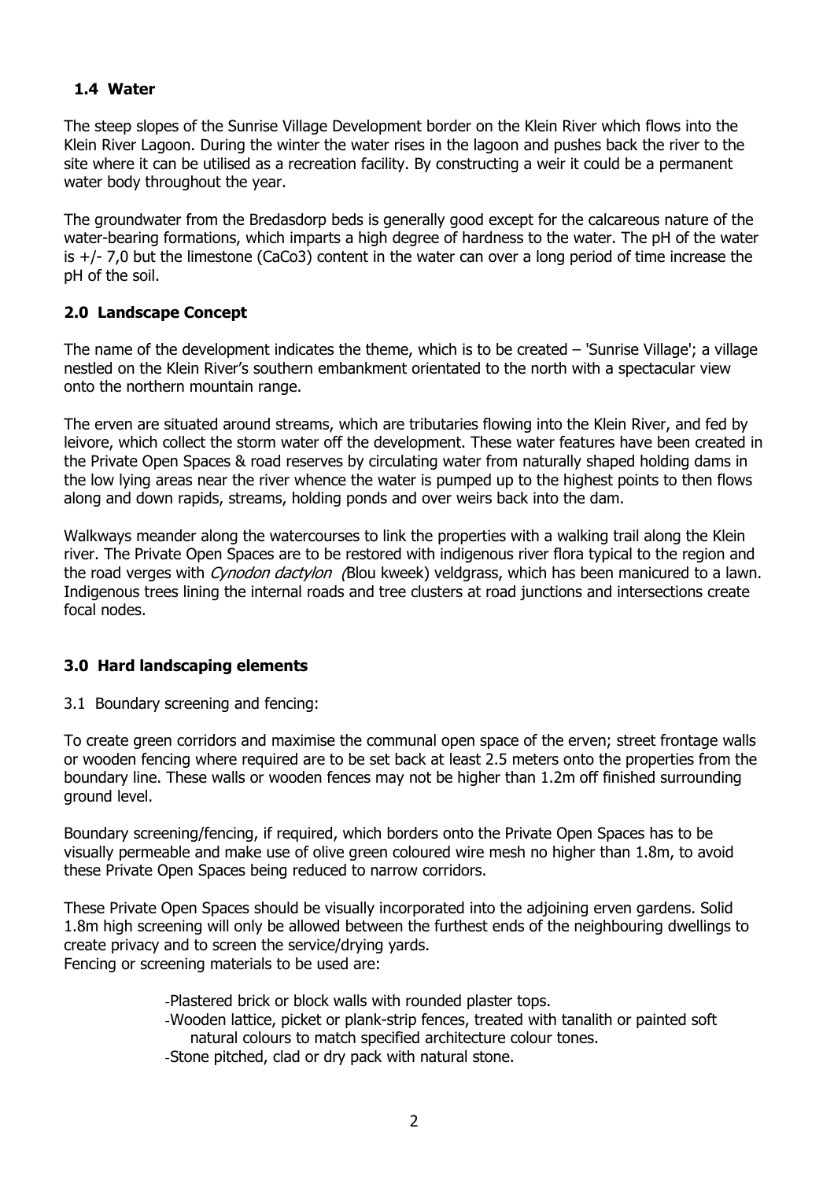## 1.4 Water

The steep slopes of the Sunrise Village Development border on the Klein River which flows into the Klein River Lagoon. During the winter the water rises in the lagoon and pushes back the river to the site where it can be utilised as a recreation facility. By constructing a weir it could be a permanent water body throughout the year.

The groundwater from the Bredasdorp beds is generally good except for the calcareous nature of the water-bearing formations, which imparts a high degree of hardness to the water. The pH of the water is +/- 7,0 but the limestone (CaCo3) content in the water can over a long period of time increase the pH of the soil.

## 2.0 Landscape Concept

The name of the development indicates the theme, which is to be created – 'Sunrise Village'; a village nestled on the Klein River's southern embankment orientated to the north with a spectacular view onto the northern mountain range.

The erven are situated around streams, which are tributaries flowing into the Klein River, and fed by leivore, which collect the storm water off the development. These water features have been created in the Private Open Spaces & road reserves by circulating water from naturally shaped holding dams in the low lying areas near the river whence the water is pumped up to the highest points to then flows along and down rapids, streams, holding ponds and over weirs back into the dam.

Walkways meander along the watercourses to link the properties with a walking trail along the Klein river. The Private Open Spaces are to be restored with indigenous river flora typical to the region and the road verges with *Cynodon dactylon (*Blou kweek) veldgrass, which has been manicured to a lawn. Indigenous trees lining the internal roads and tree clusters at road junctions and intersections create focal nodes.

## 3.0 Hard landscaping elements

3.1 Boundary screening and fencing:

To create green corridors and maximise the communal open space of the erven; street frontage walls or wooden fencing where required are to be set back at least 2.5 meters onto the properties from the boundary line. These walls or wooden fences may not be higher than 1.2m off finished surrounding ground level.

Boundary screening/fencing, if required, which borders onto the Private Open Spaces has to be visually permeable and make use of olive green coloured wire mesh no higher than 1.8m, to avoid these Private Open Spaces being reduced to narrow corridors.

These Private Open Spaces should be visually incorporated into the adjoining erven gardens. Solid 1.8m high screening will only be allowed between the furthest ends of the neighbouring dwellings to create privacy and to screen the service/drying yards.
Fencing or screening materials to be used are:

- Plastered brick or block walls with rounded plaster tops.
- Wooden lattice, picket or plank-strip fences, treated with tanalith or painted soft natural colours to match specified architecture colour tones.
- Stone pitched, clad or dry pack with natural stone.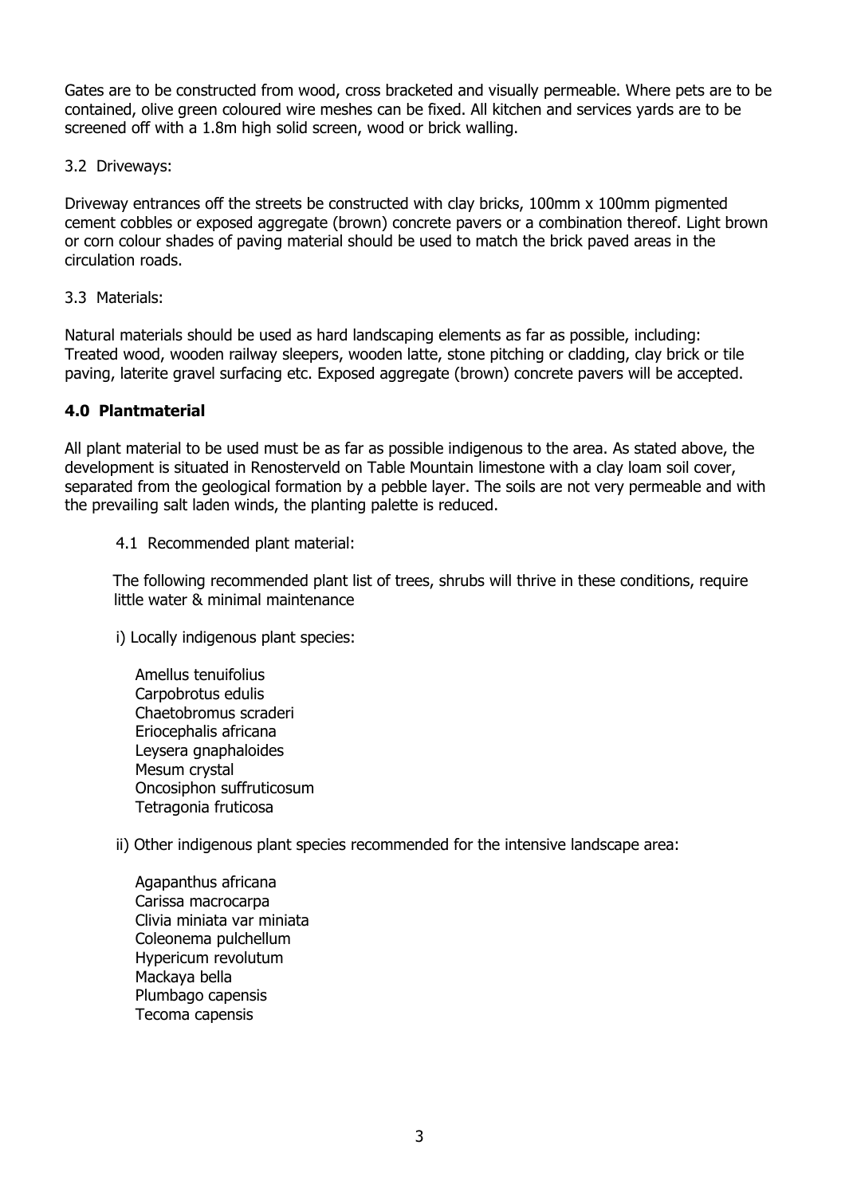Gates are to be constructed from wood, cross bracketed and visually permeable. Where pets are to be contained, olive green coloured wire meshes can be fixed. All kitchen and services yards are to be screened off with a 1.8m high solid screen, wood or brick walling.

3.2 Driveways:

Driveway entrances off the streets be constructed with clay bricks, 100mm x 100mm pigmented cement cobbles or exposed aggregate (brown) concrete pavers or a combination thereof. Light brown or corn colour shades of paving material should be used to match the brick paved areas in the circulation roads.

3.3 Materials:

Natural materials should be used as hard landscaping elements as far as possible, including: Treated wood, wooden railway sleepers, wooden latte, stone pitching or cladding, clay brick or tile paving, laterite gravel surfacing etc. Exposed aggregate (brown) concrete pavers will be accepted.

## 4.0 Plantmaterial

All plant material to be used must be as far as possible indigenous to the area. As stated above, the development is situated in Renosterveld on Table Mountain limestone with a clay loam soil cover, separated from the geological formation by a pebble layer. The soils are not very permeable and with the prevailing salt laden winds, the planting palette is reduced.

4.1 Recommended plant material:

The following recommended plant list of trees, shrubs will thrive in these conditions, require little water & minimal maintenance

i) Locally indigenous plant species:

Amellus tenuifolius
Carpobrotus edulis
Chaetobromus scraderi
Eriocephalis africana
Leysera gnaphaloides
Mesum crystal
Oncosiphon suffruticosum
Tetragonia fruticosa

ii) Other indigenous plant species recommended for the intensive landscape area:

Agapanthus africana
Carissa macrocarpa
Clivia miniata var miniata
Coleonema pulchellum
Hypericum revolutum
Mackaya bella
Plumbago capensis
Tecoma capensis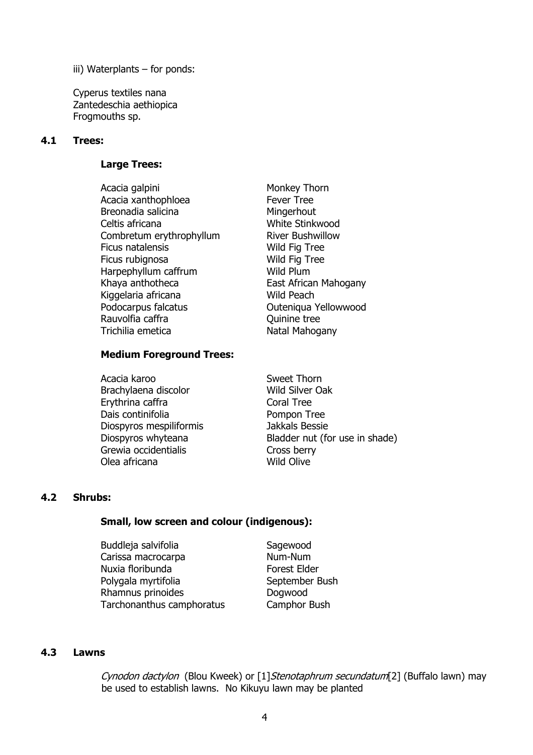iii) Waterplants – for ponds:

Cyperus textiles nana
Zantedeschia aethiopica
Frogmouths sp.

## 4.1 Trees:

### Large Trees:

| | |
|---|---|
| Acacia galpini | Monkey Thorn |
| Acacia xanthophloea | Fever Tree |
| Breonadia salicina | Mingerhout |
| Celtis africana | White Stinkwood |
| Combretum erythrophyllum | River Bushwillow |
| Ficus natalensis | Wild Fig Tree |
| Ficus rubignosa | Wild Fig Tree |
| Harpephyllum caffrum | Wild Plum |
| Khaya anthotheca | East African Mahogany |
| Kiggelaria africana | Wild Peach |
| Podocarpus falcatus | Outeniqua Yellowwood |
| Rauvolfia caffra | Quinine tree |
| Trichilia emetica | Natal Mahogany |

### Medium Foreground Trees:

| | |
|---|---|
| Acacia karoo | Sweet Thorn |
| Brachylaena discolor | Wild Silver Oak |
| Erythrina caffra | Coral Tree |
| Dais continifolia | Pompon Tree |
| Diospyros mespiliformis | Jakkals Bessie |
| Diospyros whyteana | Bladder nut (for use in shade) |
| Grewia occidentialis | Cross berry |
| Olea africana | Wild Olive |

## 4.2 Shrubs:

### Small, low screen and colour (indigenous):

| | |
|---|---|
| Buddleja salvifolia | Sagewood |
| Carissa macrocarpa | Num-Num |
| Nuxia floribunda | Forest Elder |
| Polygala myrtifolia | September Bush |
| Rhamnus prinoides | Dogwood |
| Tarchonanthus camphoratus | Camphor Bush |

## 4.3 Lawns

*Cynodon dactylon* (Blou Kweek) or [1]*Stenotaphrum secundatum*[2] (Buffalo lawn) may be used to establish lawns. No Kikuyu lawn may be planted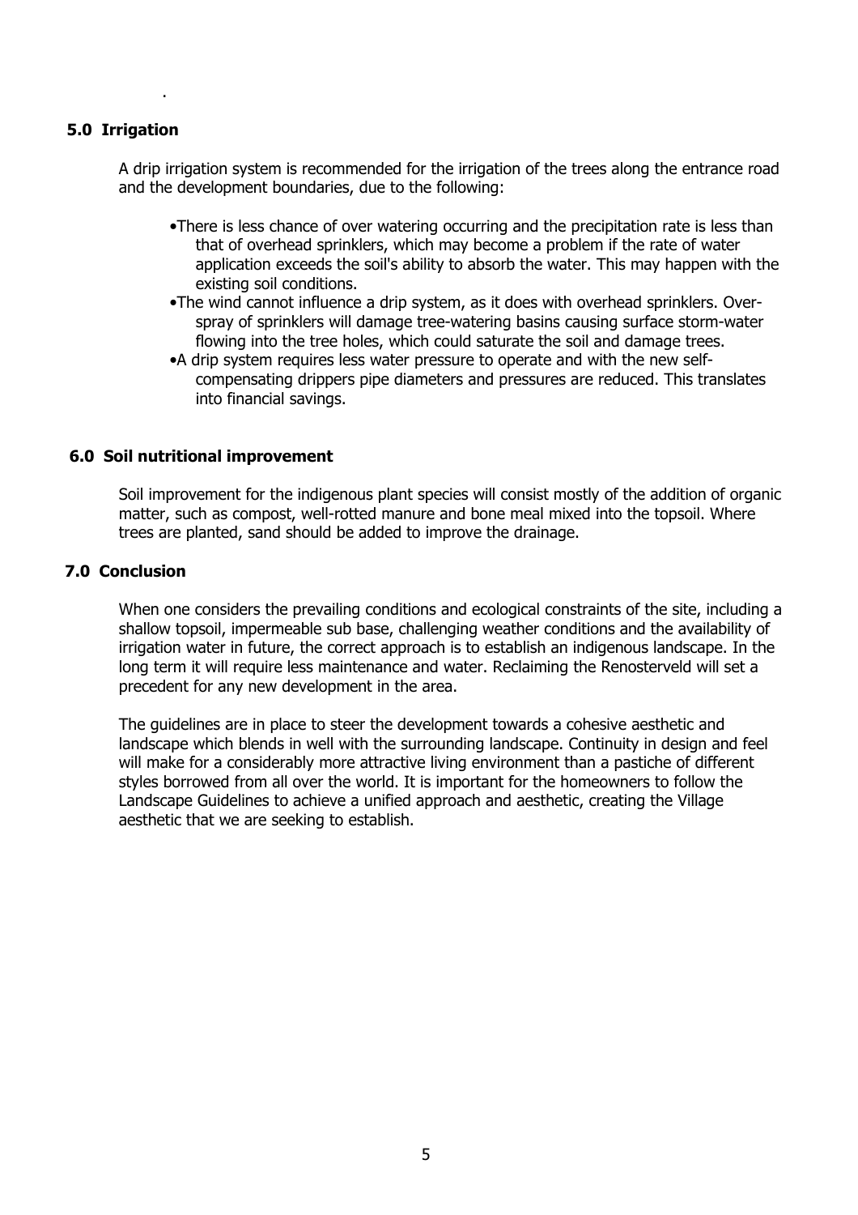## 5.0 Irrigation

A drip irrigation system is recommended for the irrigation of the trees along the entrance road and the development boundaries, due to the following:

- There is less chance of over watering occurring and the precipitation rate is less than that of overhead sprinklers, which may become a problem if the rate of water application exceeds the soil's ability to absorb the water. This may happen with the existing soil conditions.
- The wind cannot influence a drip system, as it does with overhead sprinklers. Over-spray of sprinklers will damage tree-watering basins causing surface storm-water flowing into the tree holes, which could saturate the soil and damage trees.
- A drip system requires less water pressure to operate and with the new self-compensating drippers pipe diameters and pressures are reduced. This translates into financial savings.

## 6.0 Soil nutritional improvement

Soil improvement for the indigenous plant species will consist mostly of the addition of organic matter, such as compost, well-rotted manure and bone meal mixed into the topsoil. Where trees are planted, sand should be added to improve the drainage.

## 7.0 Conclusion

When one considers the prevailing conditions and ecological constraints of the site, including a shallow topsoil, impermeable sub base, challenging weather conditions and the availability of irrigation water in future, the correct approach is to establish an indigenous landscape. In the long term it will require less maintenance and water. Reclaiming the Renosterveld will set a precedent for any new development in the area.

The guidelines are in place to steer the development towards a cohesive aesthetic and landscape which blends in well with the surrounding landscape. Continuity in design and feel will make for a considerably more attractive living environment than a pastiche of different styles borrowed from all over the world. It is important for the homeowners to follow the Landscape Guidelines to achieve a unified approach and aesthetic, creating the Village aesthetic that we are seeking to establish.